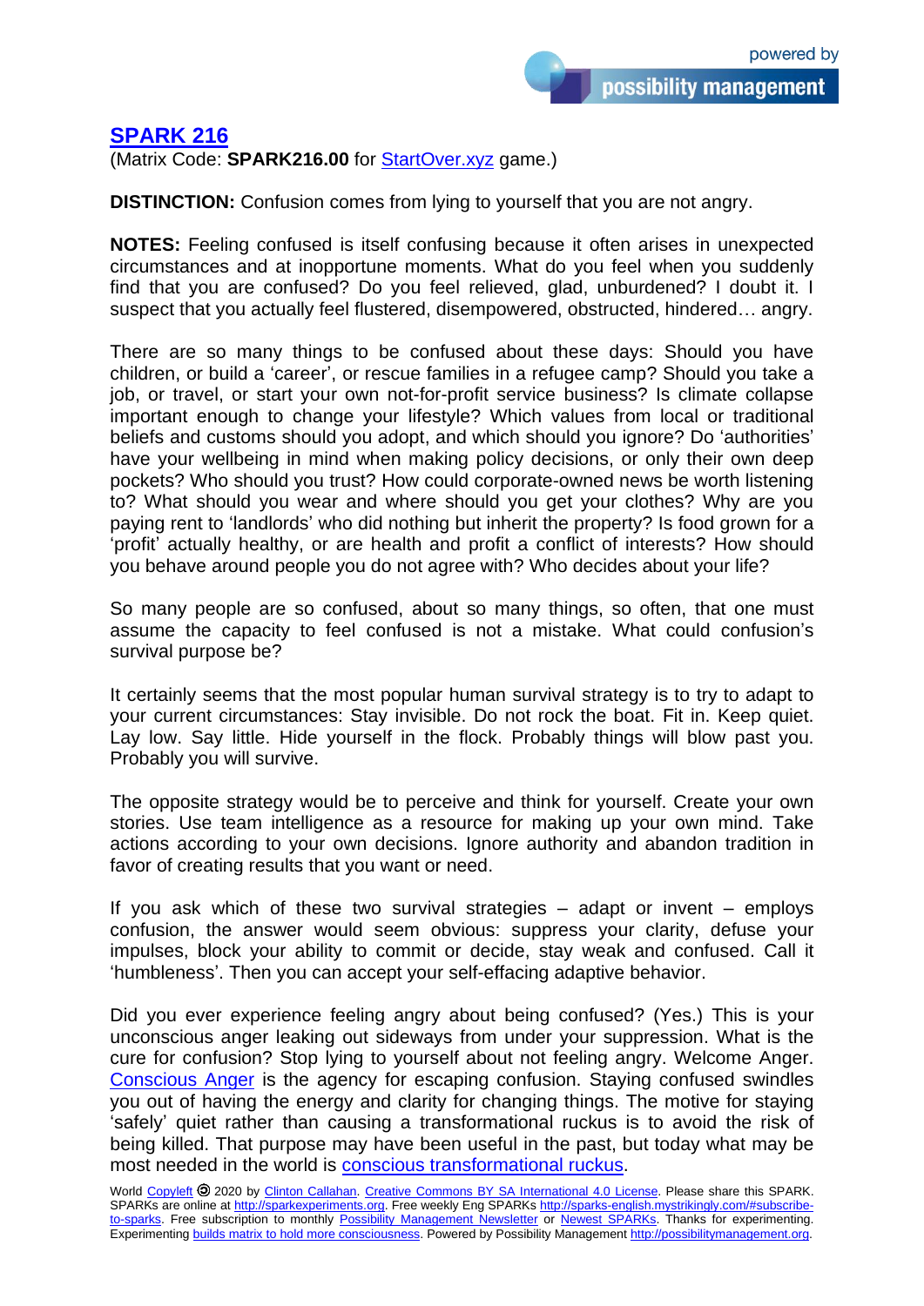## SPARK 216

(Matrix Code: **SPARK216.00** for StartOver.xyz game.)

**DISTINCTION:** Confusion comes from lying to yourself that you are not angry.

**NOTES:** Feeling confused is itself confusing because it often arises in unexpected circumstances and at inopportune moments. What do you feel when you suddenly find that you are confused? Do you feel relieved, glad, unburdened? I doubt it. I suspect that you actually feel flustered, disempowered, obstructed, hindered… angry.

There are so many things to be confused about these days: Should you have children, or build a 'career', or rescue families in a refugee camp? Should you take a job, or travel, or start your own not-for-profit service business? Is climate collapse important enough to change your lifestyle? Which values from local or traditional beliefs and customs should you adopt, and which should you ignore? Do 'authorities' have your wellbeing in mind when making policy decisions, or only their own deep pockets? Who should you trust? How could corporate-owned news be worth listening to? What should you wear and where should you get your clothes? Why are you paying rent to 'landlords' who did nothing but inherit the property? Is food grown for a 'profit' actually healthy, or are health and profit a conflict of interests? How should you behave around people you do not agree with? Who decides about your life?

So many people are so confused, about so many things, so often, that one must assume the capacity to feel confused is not a mistake. What could confusion's survival purpose be?

It certainly seems that the most popular human survival strategy is to try to adapt to your current circumstances: Stay invisible. Do not rock the boat. Fit in. Keep quiet. Lay low. Say little. Hide yourself in the flock. Probably things will blow past you. Probably you will survive.

The opposite strategy would be to perceive and think for yourself. Create your own stories. Use team intelligence as a resource for making up your own mind. Take actions according to your own decisions. Ignore authority and abandon tradition in favor of creating results that you want or need.

If you ask which of these two survival strategies – adapt or invent – employs confusion, the answer would seem obvious: suppress your clarity, defuse your impulses, block your ability to commit or decide, stay weak and confused. Call it 'humbleness'. Then you can accept your self-effacing adaptive behavior.

Did you ever experience feeling angry about being confused? (Yes.) This is your unconscious anger leaking out sideways from under your suppression. What is the cure for confusion? Stop lying to yourself about not feeling angry. Welcome Anger. Conscious Anger is the agency for escaping confusion. Staying confused swindles you out of having the energy and clarity for changing things. The motive for staying 'safely' quiet rather than causing a transformational ruckus is to avoid the risk of being killed. That purpose may have been useful in the past, but today what may be most needed in the world is conscious transformational ruckus.

World Copyleft 🄯 2020 by Clinton Callahan. Creative Commons BY SA International 4.0 License. Please share this SPARK. SPARKs are online at http://sparkexperiments.org. Free weekly Eng SPARKs http://sparks-english.mystrikingly.com/#subscribe-to-sparks. Free subscription to monthly Possibility Management Newsletter or Newest SPARKs. Thanks for experimenting. Experimenting builds matrix to hold more consciousness. Powered by Possibility Management http://possibilitymanagement.org.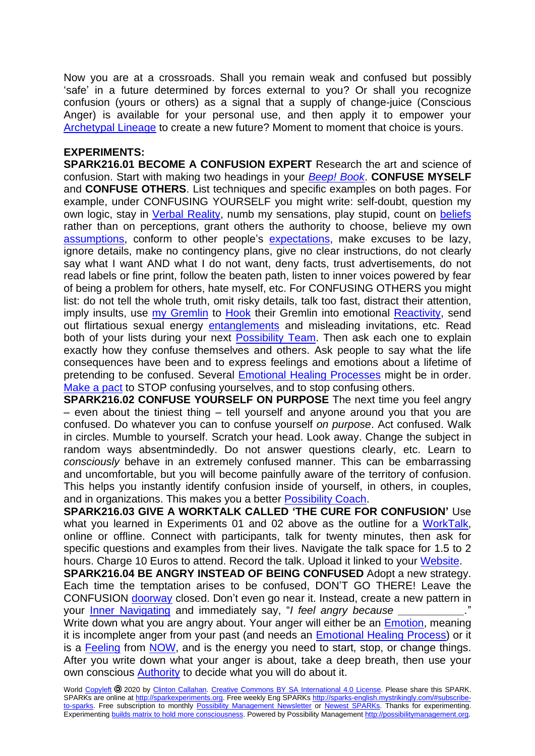Now you are at a crossroads. Shall you remain weak and confused but possibly 'safe' in a future determined by forces external to you? Or shall you recognize confusion (yours or others) as a signal that a supply of change-juice (Conscious Anger) is available for your personal use, and then apply it to empower your Archetypal Lineage to create a new future? Moment to moment that choice is yours.

**EXPERIMENTS:**

**SPARK216.01 BECOME A CONFUSION EXPERT** Research the art and science of confusion. Start with making two headings in your *Beep! Book*. **CONFUSE MYSELF** and **CONFUSE OTHERS**. List techniques and specific examples on both pages. For example, under CONFUSING YOURSELF you might write: self-doubt, question my own logic, stay in Verbal Reality, numb my sensations, play stupid, count on beliefs rather than on perceptions, grant others the authority to choose, believe my own assumptions, conform to other people's expectations, make excuses to be lazy, ignore details, make no contingency plans, give no clear instructions, do not clearly say what I want AND what I do not want, deny facts, trust advertisements, do not read labels or fine print, follow the beaten path, listen to inner voices powered by fear of being a problem for others, hate myself, etc. For CONFUSING OTHERS you might list: do not tell the whole truth, omit risky details, talk too fast, distract their attention, imply insults, use my Gremlin to Hook their Gremlin into emotional Reactivity, send out flirtatious sexual energy entanglements and misleading invitations, etc. Read both of your lists during your next Possibility Team. Then ask each one to explain exactly how they confuse themselves and others. Ask people to say what the life consequences have been and to express feelings and emotions about a lifetime of pretending to be confused. Several Emotional Healing Processes might be in order. Make a pact to STOP confusing yourselves, and to stop confusing others.

**SPARK216.02 CONFUSE YOURSELF ON PURPOSE** The next time you feel angry – even about the tiniest thing – tell yourself and anyone around you that you are confused. Do whatever you can to confuse yourself *on purpose*. Act confused. Walk in circles. Mumble to yourself. Scratch your head. Look away. Change the subject in random ways absentmindedly. Do not answer questions clearly, etc. Learn to *consciously* behave in an extremely confused manner. This can be embarrassing and uncomfortable, but you will become painfully aware of the territory of confusion. This helps you instantly identify confusion inside of yourself, in others, in couples, and in organizations. This makes you a better Possibility Coach.

**SPARK216.03 GIVE A WORKTALK CALLED 'THE CURE FOR CONFUSION'** Use what you learned in Experiments 01 and 02 above as the outline for a WorkTalk, online or offline. Connect with participants, talk for twenty minutes, then ask for specific questions and examples from their lives. Navigate the talk space for 1.5 to 2 hours. Charge 10 Euros to attend. Record the talk. Upload it linked to your Website.

**SPARK216.04 BE ANGRY INSTEAD OF BEING CONFUSED** Adopt a new strategy. Each time the temptation arises to be confused, DON'T GO THERE! Leave the CONFUSION doorway closed. Don't even go near it. Instead, create a new pattern in your Inner Navigating and immediately say, "*I feel angry because ___________.*" Write down what you are angry about. Your anger will either be an Emotion, meaning it is incomplete anger from your past (and needs an Emotional Healing Process) or it is a Feeling from NOW, and is the energy you need to start, stop, or change things. After you write down what your anger is about, take a deep breath, then use your own conscious Authority to decide what you will do about it.

World Copyleft 🄯 2020 by Clinton Callahan. Creative Commons BY SA International 4.0 License. Please share this SPARK. SPARKs are online at http://sparkexperiments.org. Free weekly Eng SPARKs http://sparks-english.mystrikingly.com/#subscribe-to-sparks. Free subscription to monthly Possibility Management Newsletter or Newest SPARKs. Thanks for experimenting. Experimenting builds matrix to hold more consciousness. Powered by Possibility Management http://possibilitymanagement.org.